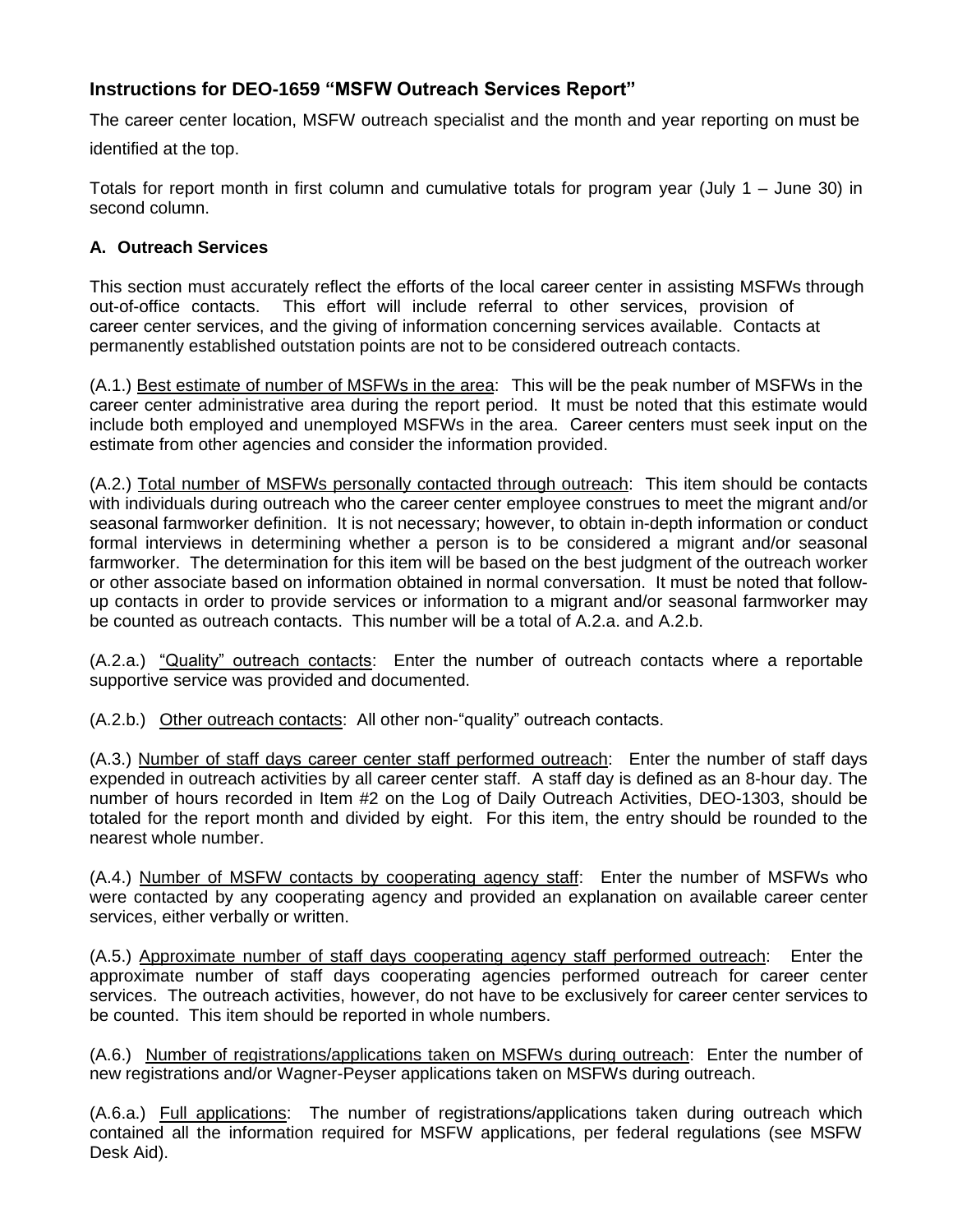## Instructions for DEO-1659 "MSFW Outreach Services Report"

The career center location, MSFW outreach specialist and the month and year reporting on must be identified at the top.

Totals for report month in first column and cumulative totals for program year (July 1 – June 30) in second column.

### A. Outreach Services

This section must accurately reflect the efforts of the local career center in assisting MSFWs through out-of-office contacts. This effort will include referral to other services, provision of career center services, and the giving of information concerning services available. Contacts at permanently established outstation points are not to be considered outreach contacts.

(A.1.) Best estimate of number of MSFWs in the area: This will be the peak number of MSFWs in the career center administrative area during the report period. It must be noted that this estimate would include both employed and unemployed MSFWs in the area. Career centers must seek input on the estimate from other agencies and consider the information provided.

(A.2.) Total number of MSFWs personally contacted through outreach: This item should be contacts with individuals during outreach who the career center employee construes to meet the migrant and/or seasonal farmworker definition. It is not necessary; however, to obtain in-depth information or conduct formal interviews in determining whether a person is to be considered a migrant and/or seasonal farmworker. The determination for this item will be based on the best judgment of the outreach worker or other associate based on information obtained in normal conversation. It must be noted that follow-up contacts in order to provide services or information to a migrant and/or seasonal farmworker may be counted as outreach contacts. This number will be a total of A.2.a. and A.2.b.

(A.2.a.) "Quality" outreach contacts: Enter the number of outreach contacts where a reportable supportive service was provided and documented.

(A.2.b.) Other outreach contacts: All other non-"quality" outreach contacts.

(A.3.) Number of staff days career center staff performed outreach: Enter the number of staff days expended in outreach activities by all career center staff. A staff day is defined as an 8-hour day. The number of hours recorded in Item #2 on the Log of Daily Outreach Activities, DEO-1303, should be totaled for the report month and divided by eight. For this item, the entry should be rounded to the nearest whole number.

(A.4.) Number of MSFW contacts by cooperating agency staff: Enter the number of MSFWs who were contacted by any cooperating agency and provided an explanation on available career center services, either verbally or written.

(A.5.) Approximate number of staff days cooperating agency staff performed outreach: Enter the approximate number of staff days cooperating agencies performed outreach for career center services. The outreach activities, however, do not have to be exclusively for career center services to be counted. This item should be reported in whole numbers.

(A.6.) Number of registrations/applications taken on MSFWs during outreach: Enter the number of new registrations and/or Wagner-Peyser applications taken on MSFWs during outreach.

(A.6.a.) Full applications: The number of registrations/applications taken during outreach which contained all the information required for MSFW applications, per federal regulations (see MSFW Desk Aid).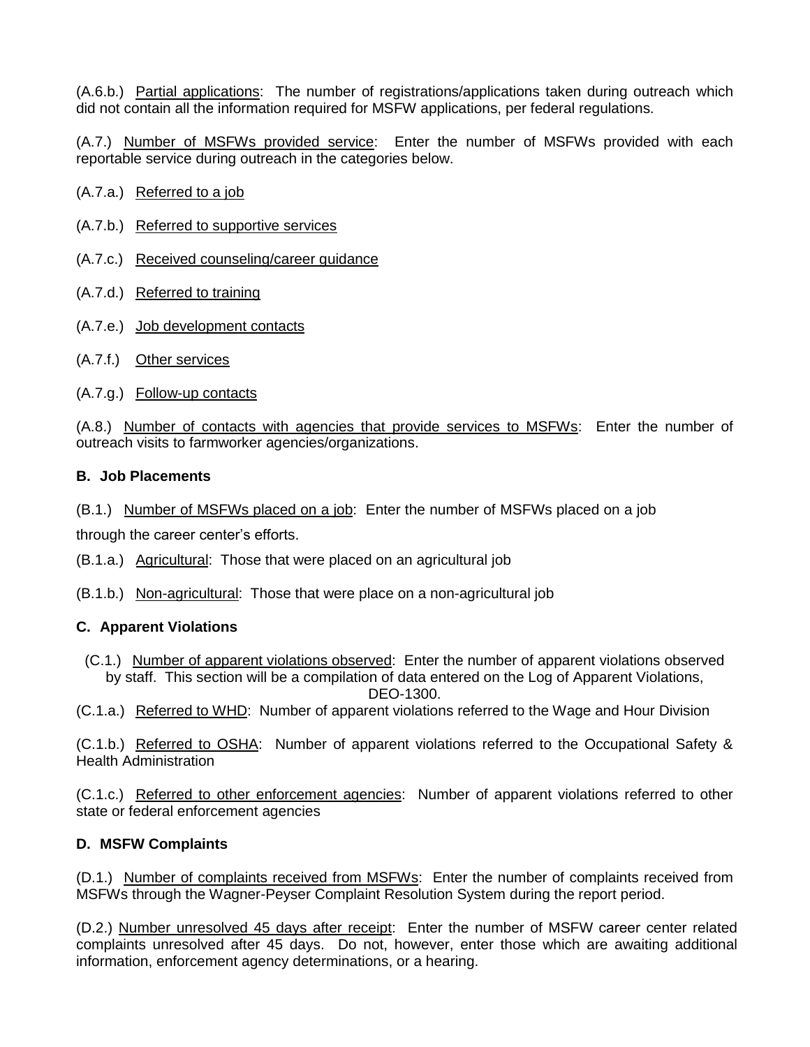(A.6.b.) Partial applications: The number of registrations/applications taken during outreach which did not contain all the information required for MSFW applications, per federal regulations.

(A.7.) Number of MSFWs provided service: Enter the number of MSFWs provided with each reportable service during outreach in the categories below.

(A.7.a.) Referred to a job

(A.7.b.) Referred to supportive services

(A.7.c.) Received counseling/career guidance

(A.7.d.) Referred to training

(A.7.e.) Job development contacts

(A.7.f.) Other services

(A.7.g.) Follow-up contacts

(A.8.) Number of contacts with agencies that provide services to MSFWs: Enter the number of outreach visits to farmworker agencies/organizations.

**B. Job Placements**

(B.1.) Number of MSFWs placed on a job: Enter the number of MSFWs placed on a job through the career center's efforts.

(B.1.a.) Agricultural: Those that were placed on an agricultural job

(B.1.b.) Non-agricultural: Those that were place on a non-agricultural job

**C. Apparent Violations**

(C.1.) Number of apparent violations observed: Enter the number of apparent violations observed by staff. This section will be a compilation of data entered on the Log of Apparent Violations, DEO-1300.

(C.1.a.) Referred to WHD: Number of apparent violations referred to the Wage and Hour Division

(C.1.b.) Referred to OSHA: Number of apparent violations referred to the Occupational Safety & Health Administration

(C.1.c.) Referred to other enforcement agencies: Number of apparent violations referred to other state or federal enforcement agencies

**D. MSFW Complaints**

(D.1.) Number of complaints received from MSFWs: Enter the number of complaints received from MSFWs through the Wagner-Peyser Complaint Resolution System during the report period.

(D.2.) Number unresolved 45 days after receipt: Enter the number of MSFW career center related complaints unresolved after 45 days. Do not, however, enter those which are awaiting additional information, enforcement agency determinations, or a hearing.